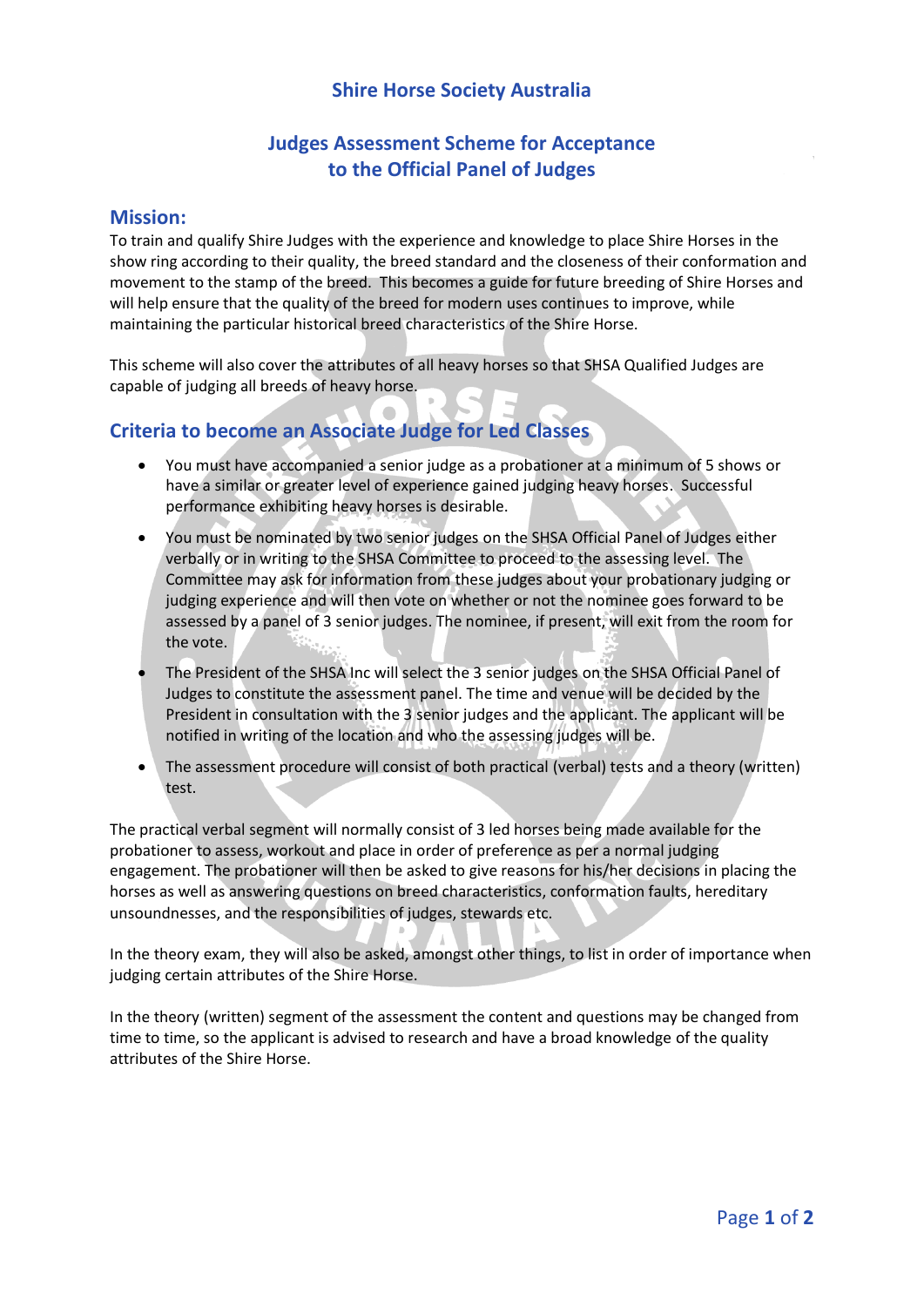# Shire Horse Society Australia

## Judges Assessment Scheme for Acceptance to the Official Panel of Judges

## Mission:

To train and qualify Shire Judges with the experience and knowledge to place Shire Horses in the show ring according to their quality, the breed standard and the closeness of their conformation and movement to the stamp of the breed. This becomes a guide for future breeding of Shire Horses and will help ensure that the quality of the breed for modern uses continues to improve, while maintaining the particular historical breed characteristics of the Shire Horse.

This scheme will also cover the attributes of all heavy horses so that SHSA Qualified Judges are capable of judging all breeds of heavy horse.

## Criteria to become an Associate Judge for Led Classes

- You must have accompanied a senior judge as a probationer at a minimum of 5 shows or have a similar or greater level of experience gained judging heavy horses. Successful performance exhibiting heavy horses is desirable.
- You must be nominated by two senior judges on the SHSA Official Panel of Judges either verbally or in writing to the SHSA Committee to proceed to the assessing level. The Committee may ask for information from these judges about your probationary judging or judging experience and will then vote on whether or not the nominee goes forward to be assessed by a panel of 3 senior judges. The nominee, if present, will exit from the room for the vote.
- The President of the SHSA Inc will select the 3 senior judges on the SHSA Official Panel of Judges to constitute the assessment panel. The time and venue will be decided by the President in consultation with the 3 senior judges and the applicant. The applicant will be notified in writing of the location and who the assessing judges will be.
- The assessment procedure will consist of both practical (verbal) tests and a theory (written) test.

The practical verbal segment will normally consist of 3 led horses being made available for the probationer to assess, workout and place in order of preference as per a normal judging engagement. The probationer will then be asked to give reasons for his/her decisions in placing the horses as well as answering questions on breed characteristics, conformation faults, hereditary unsoundnesses, and the responsibilities of judges, stewards etc.

In the theory exam, they will also be asked, amongst other things, to list in order of importance when judging certain attributes of the Shire Horse.

In the theory (written) segment of the assessment the content and questions may be changed from time to time, so the applicant is advised to research and have a broad knowledge of the quality attributes of the Shire Horse.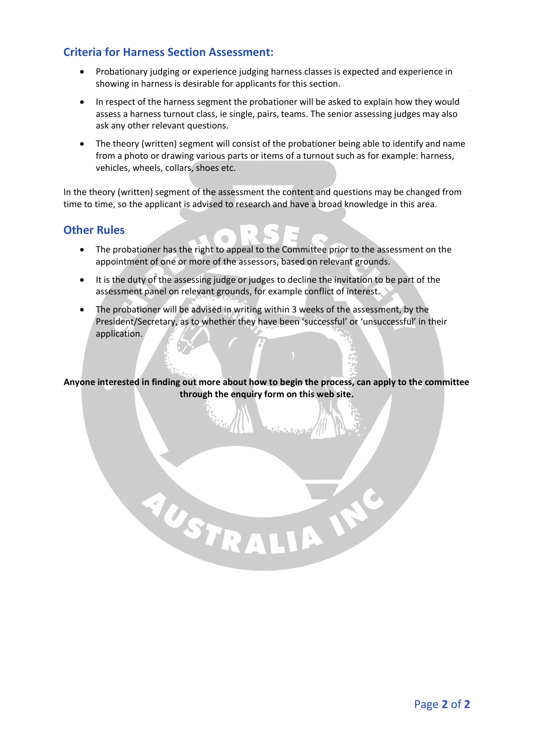## Criteria for Harness Section Assessment:

- Probationary judging or experience judging harness classes is expected and experience in showing in harness is desirable for applicants for this section.
- In respect of the harness segment the probationer will be asked to explain how they would assess a harness turnout class, ie single, pairs, teams. The senior assessing judges may also ask any other relevant questions.
- The theory (written) segment will consist of the probationer being able to identify and name from a photo or drawing various parts or items of a turnout such as for example: harness, vehicles, wheels, collars, shoes etc.

In the theory (written) segment of the assessment the content and questions may be changed from time to time, so the applicant is advised to research and have a broad knowledge in this area.

## Other Rules

- The probationer has the right to appeal to the Committee prior to the assessment on the appointment of one or more of the assessors, based on relevant grounds.
- It is the duty of the assessing judge or judges to decline the invitation to be part of the assessment panel on relevant grounds, for example conflict of interest.
- The probationer will be advised in writing within 3 weeks of the assessment, by the President/Secretary, as to whether they have been 'successful' or 'unsuccessful' in their application.

**Anyone interested in finding out more about how to begin the process, can apply to the committee through the enquiry form on this web site.**